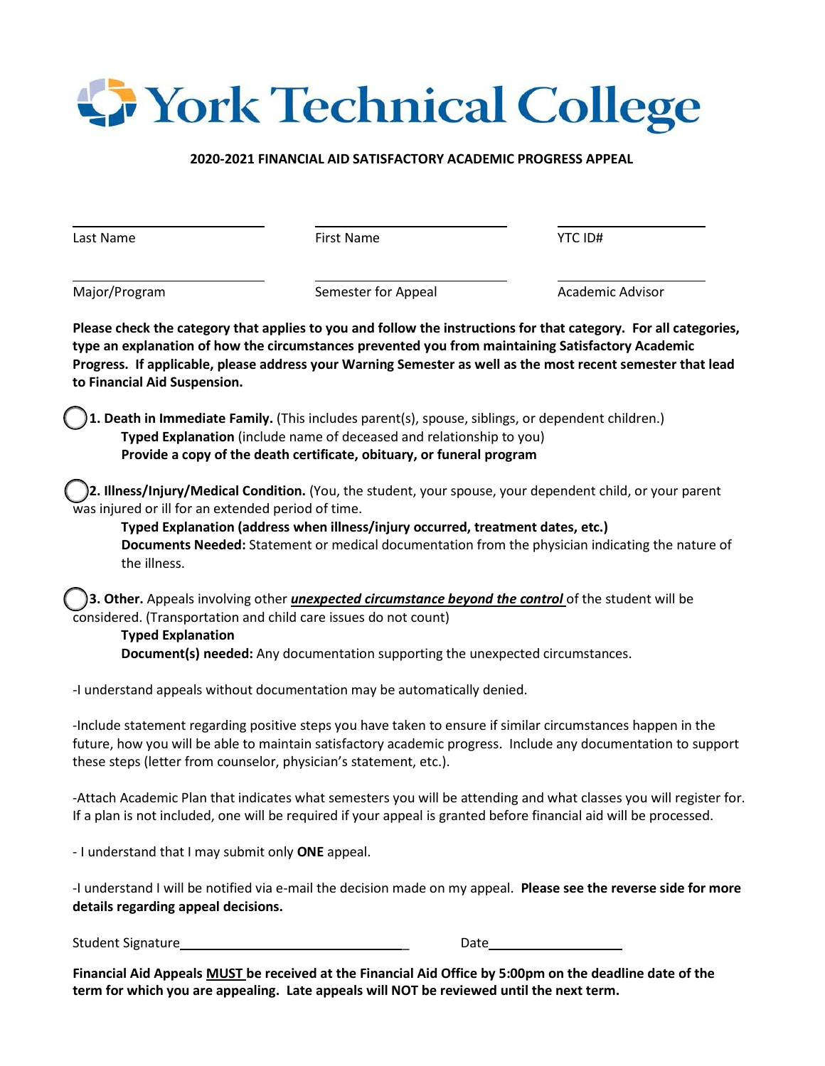# York Technical College

## 2020-2021 FINANCIAL AID SATISFACTORY ACADEMIC PROGRESS APPEAL

| Last Name | First Name | YTC ID# |
| --- | --- | --- |
| Major/Program | Semester for Appeal | Academic Advisor |

**Please check the category that applies to you and follow the instructions for that category. For all categories, type an explanation of how the circumstances prevented you from maintaining Satisfactory Academic Progress. If applicable, please address your Warning Semester as well as the most recent semester that lead to Financial Aid Suspension.**

◯ **1. Death in Immediate Family.** (This includes parent(s), spouse, siblings, or dependent children.)
**Typed Explanation** (include name of deceased and relationship to you)
**Provide a copy of the death certificate, obituary, or funeral program**

◯ **2. Illness/Injury/Medical Condition.** (You, the student, your spouse, your dependent child, or your parent was injured or ill for an extended period of time.
**Typed Explanation (address when illness/injury occurred, treatment dates, etc.)**
**Documents Needed:** Statement or medical documentation from the physician indicating the nature of the illness.

◯ **3. Other.** Appeals involving other ***unexpected circumstance beyond the control*** of the student will be considered. (Transportation and child care issues do not count)
**Typed Explanation**
**Document(s) needed:** Any documentation supporting the unexpected circumstances.

-I understand appeals without documentation may be automatically denied.

-Include statement regarding positive steps you have taken to ensure if similar circumstances happen in the future, how you will be able to maintain satisfactory academic progress. Include any documentation to support these steps (letter from counselor, physician's statement, etc.).

-Attach Academic Plan that indicates what semesters you will be attending and what classes you will register for. If a plan is not included, one will be required if your appeal is granted before financial aid will be processed.

- I understand that I may submit only **ONE** appeal.

-I understand I will be notified via e-mail the decision made on my appeal. **Please see the reverse side for more details regarding appeal decisions.**

Student Signature_________________________________ Date____________________

**Financial Aid Appeals MUST be received at the Financial Aid Office by 5:00pm on the deadline date of the term for which you are appealing. Late appeals will NOT be reviewed until the next term.**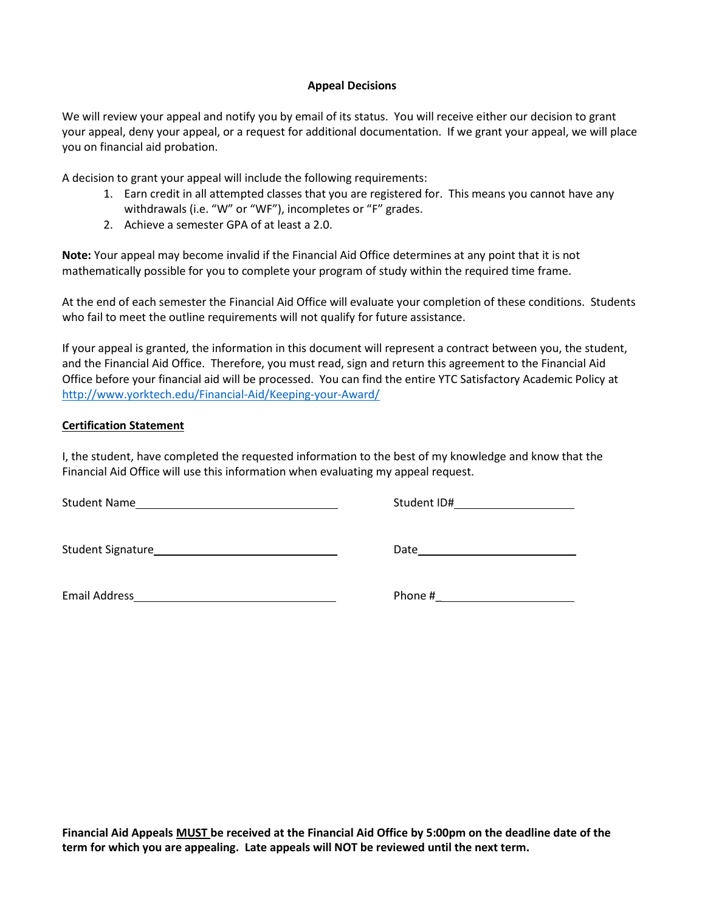## Appeal Decisions

We will review your appeal and notify you by email of its status. You will receive either our decision to grant your appeal, deny your appeal, or a request for additional documentation. If we grant your appeal, we will place you on financial aid probation.

A decision to grant your appeal will include the following requirements:

1. Earn credit in all attempted classes that you are registered for. This means you cannot have any withdrawals (i.e. "W" or "WF"), incompletes or "F" grades.
2. Achieve a semester GPA of at least a 2.0.

**Note:** Your appeal may become invalid if the Financial Aid Office determines at any point that it is not mathematically possible for you to complete your program of study within the required time frame.

At the end of each semester the Financial Aid Office will evaluate your completion of these conditions. Students who fail to meet the outline requirements will not qualify for future assistance.

If your appeal is granted, the information in this document will represent a contract between you, the student, and the Financial Aid Office. Therefore, you must read, sign and return this agreement to the Financial Aid Office before your financial aid will be processed. You can find the entire YTC Satisfactory Academic Policy at http://www.yorktech.edu/Financial-Aid/Keeping-your-Award/

**Certification Statement**

I, the student, have completed the requested information to the best of my knowledge and know that the Financial Aid Office will use this information when evaluating my appeal request.

Student Name_______________________________ Student ID#__________________

Student Signature____________________________ Date_________________________

Email Address_______________________________ Phone #_____________________

**Financial Aid Appeals MUST be received at the Financial Aid Office by 5:00pm on the deadline date of the term for which you are appealing. Late appeals will NOT be reviewed until the next term.**